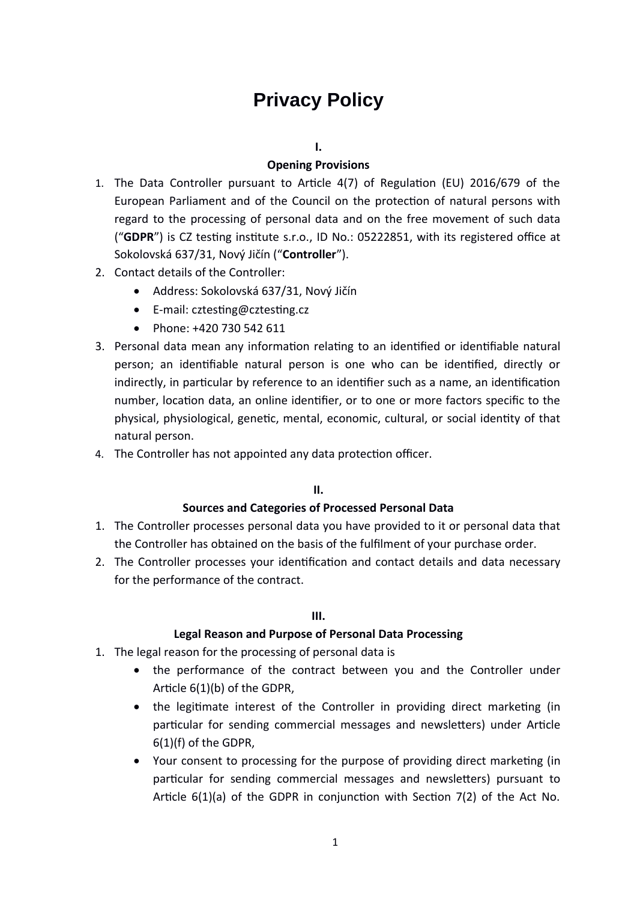# Privacy Policy

## I.
## Opening Provisions

1. The Data Controller pursuant to Article 4(7) of Regulation (EU) 2016/679 of the European Parliament and of the Council on the protection of natural persons with regard to the processing of personal data and on the free movement of such data ("**GDPR**") is CZ testing institute s.r.o., ID No.: 05222851, with its registered office at Sokolovská 637/31, Nový Jičín ("**Controller**").
2. Contact details of the Controller:
   - Address: Sokolovská 637/31, Nový Jičín
   - E-mail: cztesting@cztesting.cz
   - Phone: +420 730 542 611
3. Personal data mean any information relating to an identified or identifiable natural person; an identifiable natural person is one who can be identified, directly or indirectly, in particular by reference to an identifier such as a name, an identification number, location data, an online identifier, or to one or more factors specific to the physical, physiological, genetic, mental, economic, cultural, or social identity of that natural person.
4. The Controller has not appointed any data protection officer.

## II.
## Sources and Categories of Processed Personal Data

1. The Controller processes personal data you have provided to it or personal data that the Controller has obtained on the basis of the fulfilment of your purchase order.
2. The Controller processes your identification and contact details and data necessary for the performance of the contract.

## III.
## Legal Reason and Purpose of Personal Data Processing

1. The legal reason for the processing of personal data is
   - the performance of the contract between you and the Controller under Article 6(1)(b) of the GDPR,
   - the legitimate interest of the Controller in providing direct marketing (in particular for sending commercial messages and newsletters) under Article 6(1)(f) of the GDPR,
   - Your consent to processing for the purpose of providing direct marketing (in particular for sending commercial messages and newsletters) pursuant to Article 6(1)(a) of the GDPR in conjunction with Section 7(2) of the Act No.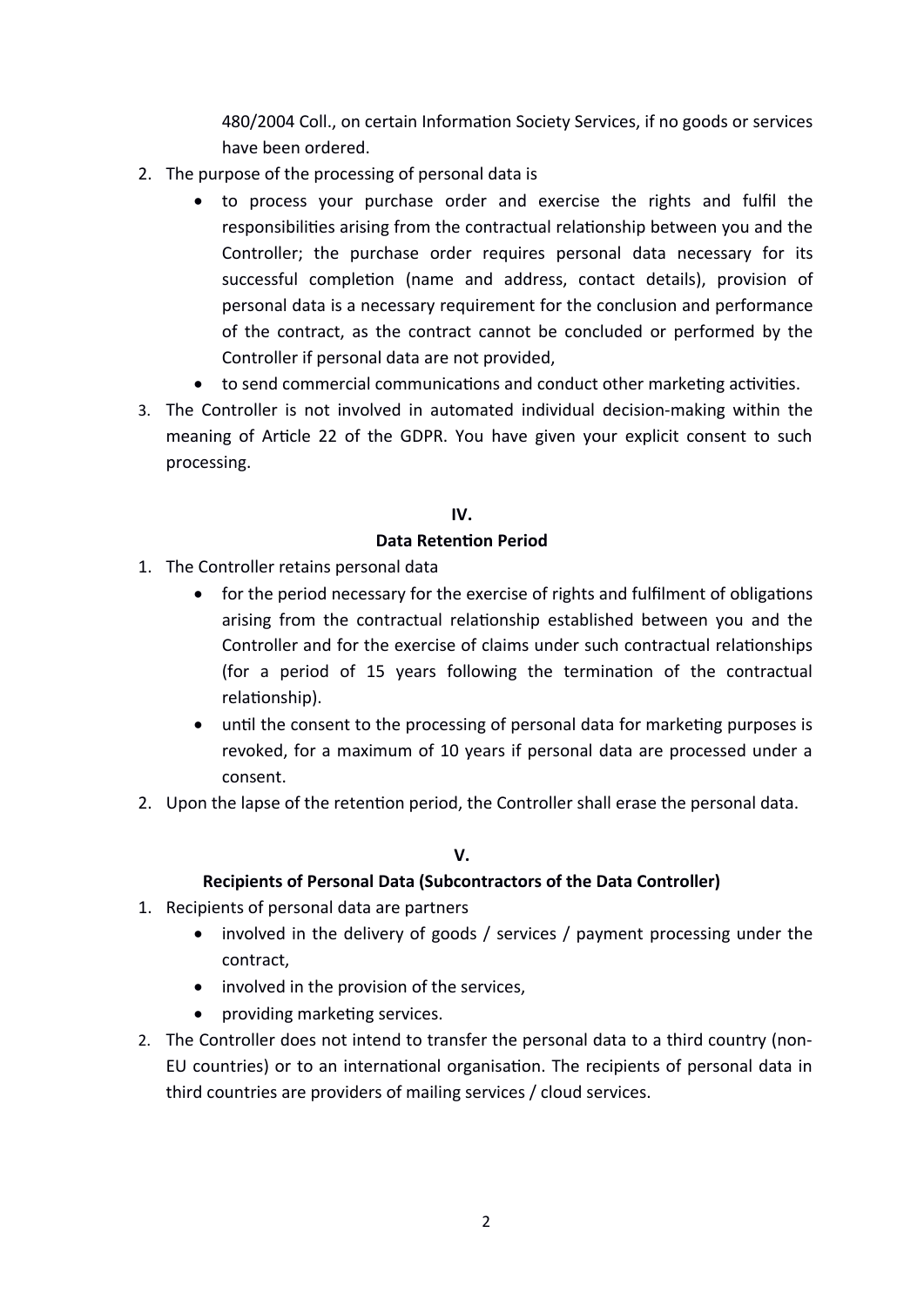480/2004 Coll., on certain Information Society Services, if no goods or services have been ordered.

2. The purpose of the processing of personal data is
    - to process your purchase order and exercise the rights and fulfil the responsibilities arising from the contractual relationship between you and the Controller; the purchase order requires personal data necessary for its successful completion (name and address, contact details), provision of personal data is a necessary requirement for the conclusion and performance of the contract, as the contract cannot be concluded or performed by the Controller if personal data are not provided,
    - to send commercial communications and conduct other marketing activities.
3. The Controller is not involved in automated individual decision-making within the meaning of Article 22 of the GDPR. You have given your explicit consent to such processing.

**IV.**

**Data Retention Period**

1. The Controller retains personal data
    - for the period necessary for the exercise of rights and fulfilment of obligations arising from the contractual relationship established between you and the Controller and for the exercise of claims under such contractual relationships (for a period of 15 years following the termination of the contractual relationship).
    - until the consent to the processing of personal data for marketing purposes is revoked, for a maximum of 10 years if personal data are processed under a consent.
2. Upon the lapse of the retention period, the Controller shall erase the personal data.

**V.**

**Recipients of Personal Data (Subcontractors of the Data Controller)**

1. Recipients of personal data are partners
    - involved in the delivery of goods / services / payment processing under the contract,
    - involved in the provision of the services,
    - providing marketing services.
2. The Controller does not intend to transfer the personal data to a third country (non-EU countries) or to an international organisation. The recipients of personal data in third countries are providers of mailing services / cloud services.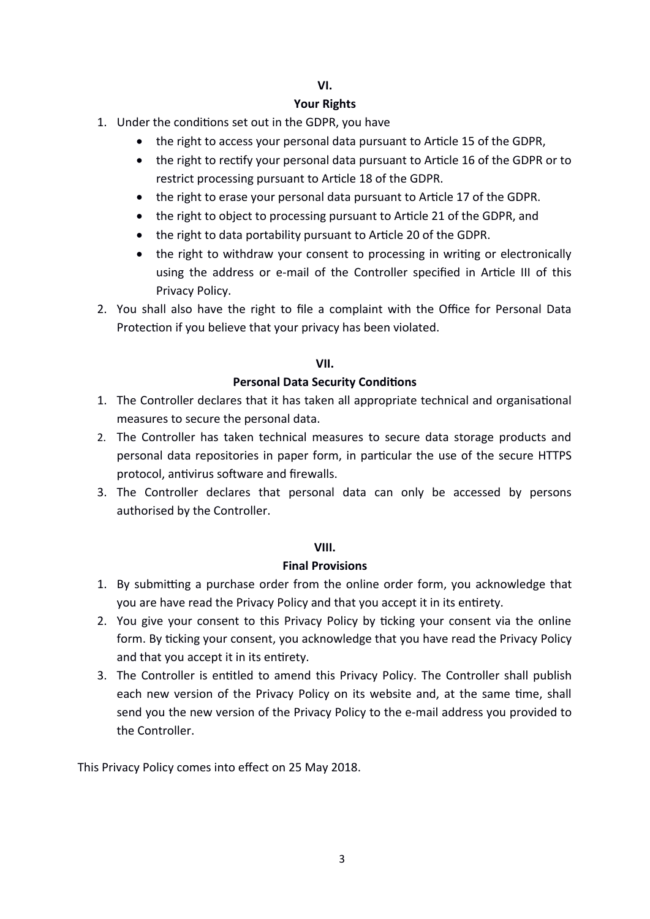## VI.
## Your Rights

1. Under the conditions set out in the GDPR, you have
    - the right to access your personal data pursuant to Article 15 of the GDPR,
    - the right to rectify your personal data pursuant to Article 16 of the GDPR or to restrict processing pursuant to Article 18 of the GDPR.
    - the right to erase your personal data pursuant to Article 17 of the GDPR.
    - the right to object to processing pursuant to Article 21 of the GDPR, and
    - the right to data portability pursuant to Article 20 of the GDPR.
    - the right to withdraw your consent to processing in writing or electronically using the address or e-mail of the Controller specified in Article III of this Privacy Policy.
2. You shall also have the right to file a complaint with the Office for Personal Data Protection if you believe that your privacy has been violated.

## VII.
## Personal Data Security Conditions

1. The Controller declares that it has taken all appropriate technical and organisational measures to secure the personal data.
2. The Controller has taken technical measures to secure data storage products and personal data repositories in paper form, in particular the use of the secure HTTPS protocol, antivirus software and firewalls.
3. The Controller declares that personal data can only be accessed by persons authorised by the Controller.

## VIII.
## Final Provisions

1. By submitting a purchase order from the online order form, you acknowledge that you are have read the Privacy Policy and that you accept it in its entirety.
2. You give your consent to this Privacy Policy by ticking your consent via the online form. By ticking your consent, you acknowledge that you have read the Privacy Policy and that you accept it in its entirety.
3. The Controller is entitled to amend this Privacy Policy. The Controller shall publish each new version of the Privacy Policy on its website and, at the same time, shall send you the new version of the Privacy Policy to the e-mail address you provided to the Controller.

This Privacy Policy comes into effect on 25 May 2018.